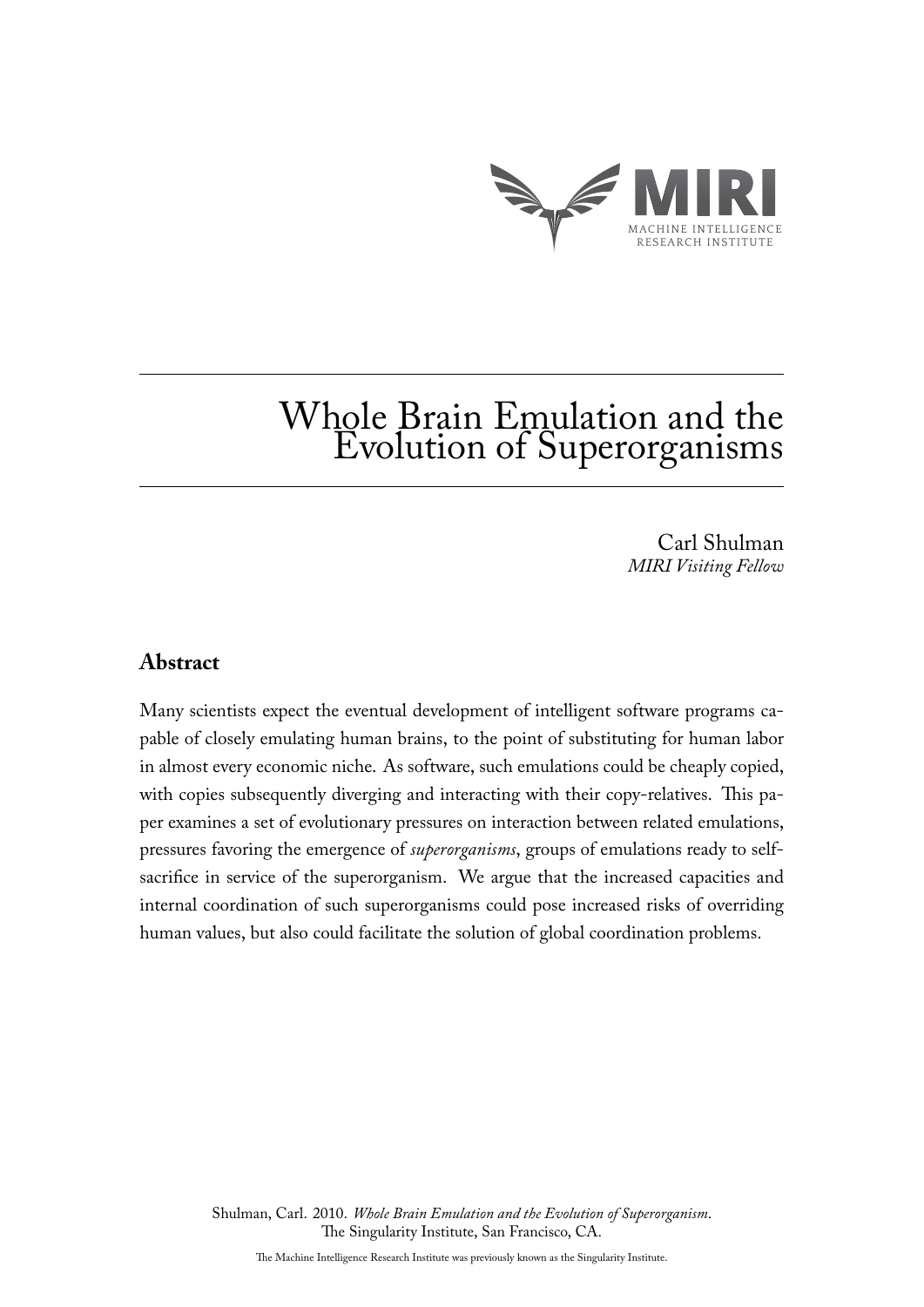# Whole Brain Emulation and the Evolution of Superorganisms

Carl Shulman
*MIRI Visiting Fellow*

## Abstract

Many scientists expect the eventual development of intelligent software programs capable of closely emulating human brains, to the point of substituting for human labor in almost every economic niche. As software, such emulations could be cheaply copied, with copies subsequently diverging and interacting with their copy-relatives. This paper examines a set of evolutionary pressures on interaction between related emulations, pressures favoring the emergence of *superorganisms*, groups of emulations ready to self-sacrifice in service of the superorganism. We argue that the increased capacities and internal coordination of such superorganisms could pose increased risks of overriding human values, but also could facilitate the solution of global coordination problems.

Shulman, Carl. 2010. *Whole Brain Emulation and the Evolution of Superorganism*. The Singularity Institute, San Francisco, CA.

The Machine Intelligence Research Institute was previously known as the Singularity Institute.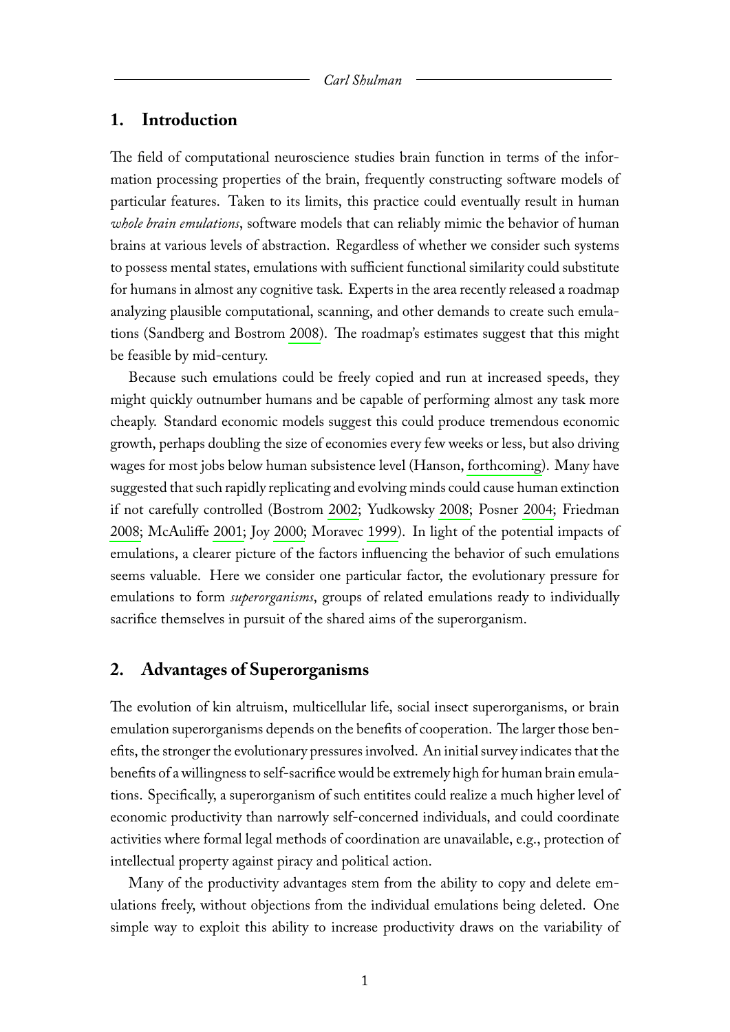## 1. Introduction

The field of computational neuroscience studies brain function in terms of the information processing properties of the brain, frequently constructing software models of particular features. Taken to its limits, this practice could eventually result in human *whole brain emulations*, software models that can reliably mimic the behavior of human brains at various levels of abstraction. Regardless of whether we consider such systems to possess mental states, emulations with sufficient functional similarity could substitute for humans in almost any cognitive task. Experts in the area recently released a roadmap analyzing plausible computational, scanning, and other demands to create such emulations (Sandberg and Bostrom 2008). The roadmap's estimates suggest that this might be feasible by mid-century.

Because such emulations could be freely copied and run at increased speeds, they might quickly outnumber humans and be capable of performing almost any task more cheaply. Standard economic models suggest this could produce tremendous economic growth, perhaps doubling the size of economies every few weeks or less, but also driving wages for most jobs below human subsistence level (Hanson, forthcoming). Many have suggested that such rapidly replicating and evolving minds could cause human extinction if not carefully controlled (Bostrom 2002; Yudkowsky 2008; Posner 2004; Friedman 2008; McAuliffe 2001; Joy 2000; Moravec 1999). In light of the potential impacts of emulations, a clearer picture of the factors influencing the behavior of such emulations seems valuable. Here we consider one particular factor, the evolutionary pressure for emulations to form *superorganisms*, groups of related emulations ready to individually sacrifice themselves in pursuit of the shared aims of the superorganism.

## 2. Advantages of Superorganisms

The evolution of kin altruism, multicellular life, social insect superorganisms, or brain emulation superorganisms depends on the benefits of cooperation. The larger those benefits, the stronger the evolutionary pressures involved. An initial survey indicates that the benefits of a willingness to self-sacrifice would be extremely high for human brain emulations. Specifically, a superorganism of such entitites could realize a much higher level of economic productivity than narrowly self-concerned individuals, and could coordinate activities where formal legal methods of coordination are unavailable, e.g., protection of intellectual property against piracy and political action.

Many of the productivity advantages stem from the ability to copy and delete emulations freely, without objections from the individual emulations being deleted. One simple way to exploit this ability to increase productivity draws on the variability of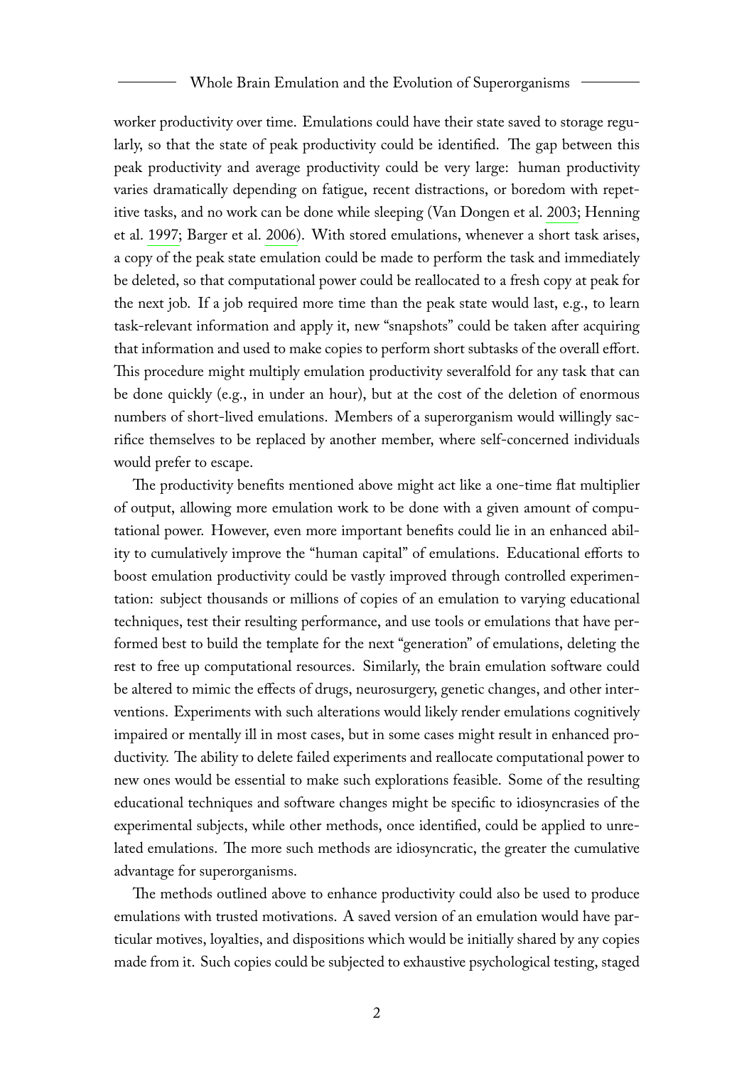worker productivity over time. Emulations could have their state saved to storage regularly, so that the state of peak productivity could be identified. The gap between this peak productivity and average productivity could be very large: human productivity varies dramatically depending on fatigue, recent distractions, or boredom with repetitive tasks, and no work can be done while sleeping (Van Dongen et al. 2003; Henning et al. 1997; Barger et al. 2006). With stored emulations, whenever a short task arises, a copy of the peak state emulation could be made to perform the task and immediately be deleted, so that computational power could be reallocated to a fresh copy at peak for the next job. If a job required more time than the peak state would last, e.g., to learn task-relevant information and apply it, new "snapshots" could be taken after acquiring that information and used to make copies to perform short subtasks of the overall effort. This procedure might multiply emulation productivity severalfold for any task that can be done quickly (e.g., in under an hour), but at the cost of the deletion of enormous numbers of short-lived emulations. Members of a superorganism would willingly sacrifice themselves to be replaced by another member, where self-concerned individuals would prefer to escape.

The productivity benefits mentioned above might act like a one-time flat multiplier of output, allowing more emulation work to be done with a given amount of computational power. However, even more important benefits could lie in an enhanced ability to cumulatively improve the "human capital" of emulations. Educational efforts to boost emulation productivity could be vastly improved through controlled experimentation: subject thousands or millions of copies of an emulation to varying educational techniques, test their resulting performance, and use tools or emulations that have performed best to build the template for the next "generation" of emulations, deleting the rest to free up computational resources. Similarly, the brain emulation software could be altered to mimic the effects of drugs, neurosurgery, genetic changes, and other interventions. Experiments with such alterations would likely render emulations cognitively impaired or mentally ill in most cases, but in some cases might result in enhanced productivity. The ability to delete failed experiments and reallocate computational power to new ones would be essential to make such explorations feasible. Some of the resulting educational techniques and software changes might be specific to idiosyncrasies of the experimental subjects, while other methods, once identified, could be applied to unrelated emulations. The more such methods are idiosyncratic, the greater the cumulative advantage for superorganisms.

The methods outlined above to enhance productivity could also be used to produce emulations with trusted motivations. A saved version of an emulation would have particular motives, loyalties, and dispositions which would be initially shared by any copies made from it. Such copies could be subjected to exhaustive psychological testing, staged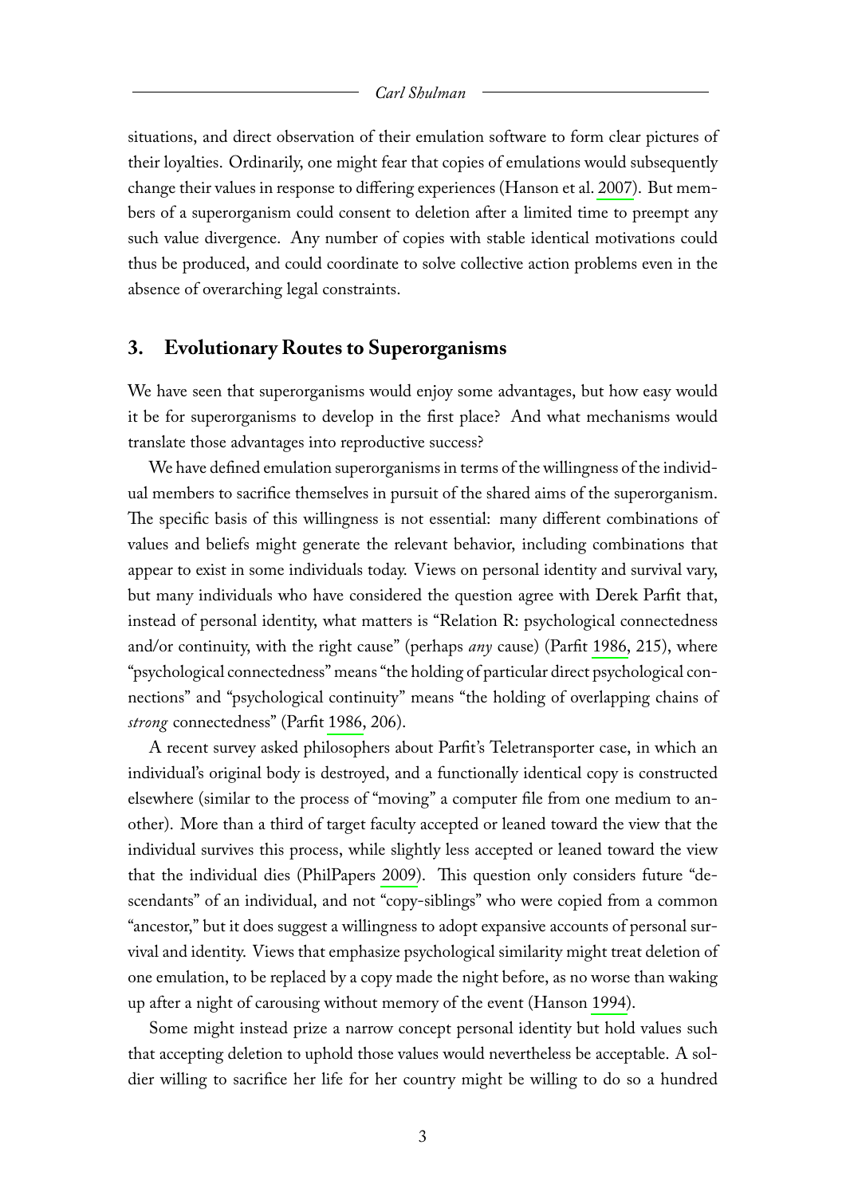situations, and direct observation of their emulation software to form clear pictures of their loyalties. Ordinarily, one might fear that copies of emulations would subsequently change their values in response to differing experiences (Hanson et al. 2007). But members of a superorganism could consent to deletion after a limited time to preempt any such value divergence. Any number of copies with stable identical motivations could thus be produced, and could coordinate to solve collective action problems even in the absence of overarching legal constraints.

## 3. Evolutionary Routes to Superorganisms

We have seen that superorganisms would enjoy some advantages, but how easy would it be for superorganisms to develop in the first place? And what mechanisms would translate those advantages into reproductive success?

We have defined emulation superorganisms in terms of the willingness of the individual members to sacrifice themselves in pursuit of the shared aims of the superorganism. The specific basis of this willingness is not essential: many different combinations of values and beliefs might generate the relevant behavior, including combinations that appear to exist in some individuals today. Views on personal identity and survival vary, but many individuals who have considered the question agree with Derek Parfit that, instead of personal identity, what matters is "Relation R: psychological connectedness and/or continuity, with the right cause" (perhaps *any* cause) (Parfit 1986, 215), where "psychological connectedness" means "the holding of particular direct psychological connections" and "psychological continuity" means "the holding of overlapping chains of *strong* connectedness" (Parfit 1986, 206).

A recent survey asked philosophers about Parfit's Teletransporter case, in which an individual's original body is destroyed, and a functionally identical copy is constructed elsewhere (similar to the process of "moving" a computer file from one medium to another). More than a third of target faculty accepted or leaned toward the view that the individual survives this process, while slightly less accepted or leaned toward the view that the individual dies (PhilPapers 2009). This question only considers future "descendants" of an individual, and not "copy-siblings" who were copied from a common "ancestor," but it does suggest a willingness to adopt expansive accounts of personal survival and identity. Views that emphasize psychological similarity might treat deletion of one emulation, to be replaced by a copy made the night before, as no worse than waking up after a night of carousing without memory of the event (Hanson 1994).

Some might instead prize a narrow concept personal identity but hold values such that accepting deletion to uphold those values would nevertheless be acceptable. A soldier willing to sacrifice her life for her country might be willing to do so a hundred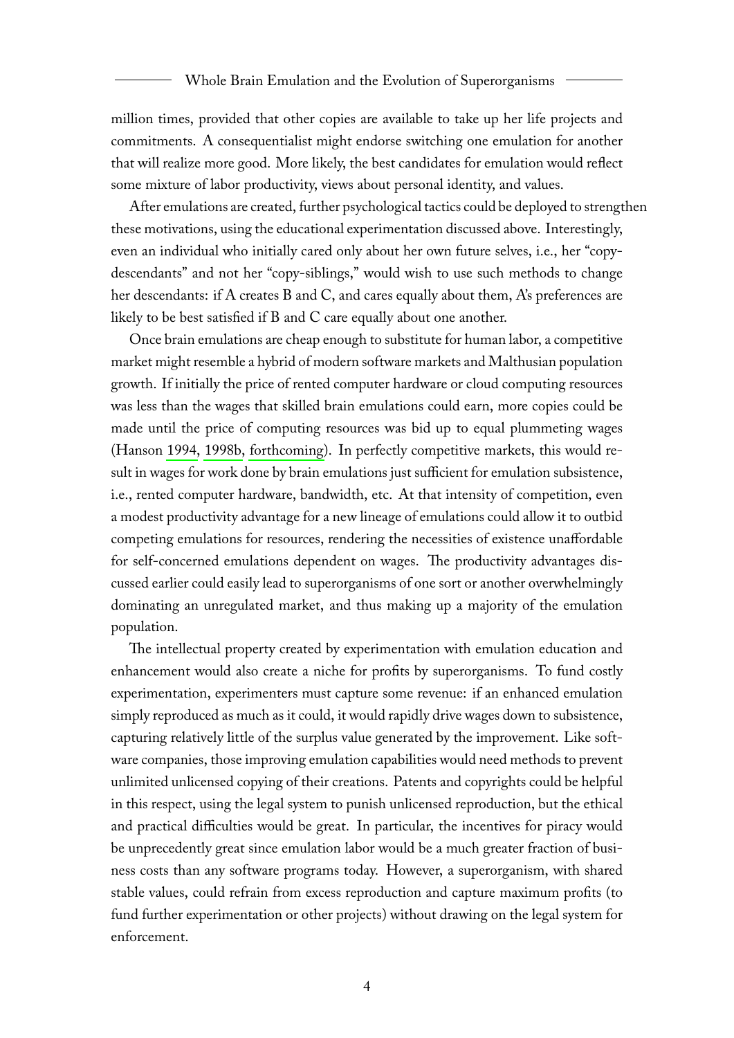million times, provided that other copies are available to take up her life projects and commitments. A consequentialist might endorse switching one emulation for another that will realize more good. More likely, the best candidates for emulation would reflect some mixture of labor productivity, views about personal identity, and values.

After emulations are created, further psychological tactics could be deployed to strengthen these motivations, using the educational experimentation discussed above. Interestingly, even an individual who initially cared only about her own future selves, i.e., her "copy-descendants" and not her "copy-siblings," would wish to use such methods to change her descendants: if A creates B and C, and cares equally about them, A's preferences are likely to be best satisfied if B and C care equally about one another.

Once brain emulations are cheap enough to substitute for human labor, a competitive market might resemble a hybrid of modern software markets and Malthusian population growth. If initially the price of rented computer hardware or cloud computing resources was less than the wages that skilled brain emulations could earn, more copies could be made until the price of computing resources was bid up to equal plummeting wages (Hanson 1994, 1998b, forthcoming). In perfectly competitive markets, this would result in wages for work done by brain emulations just sufficient for emulation subsistence, i.e., rented computer hardware, bandwidth, etc. At that intensity of competition, even a modest productivity advantage for a new lineage of emulations could allow it to outbid competing emulations for resources, rendering the necessities of existence unaffordable for self-concerned emulations dependent on wages. The productivity advantages discussed earlier could easily lead to superorganisms of one sort or another overwhelmingly dominating an unregulated market, and thus making up a majority of the emulation population.

The intellectual property created by experimentation with emulation education and enhancement would also create a niche for profits by superorganisms. To fund costly experimentation, experimenters must capture some revenue: if an enhanced emulation simply reproduced as much as it could, it would rapidly drive wages down to subsistence, capturing relatively little of the surplus value generated by the improvement. Like software companies, those improving emulation capabilities would need methods to prevent unlimited unlicensed copying of their creations. Patents and copyrights could be helpful in this respect, using the legal system to punish unlicensed reproduction, but the ethical and practical difficulties would be great. In particular, the incentives for piracy would be unprecedently great since emulation labor would be a much greater fraction of business costs than any software programs today. However, a superorganism, with shared stable values, could refrain from excess reproduction and capture maximum profits (to fund further experimentation or other projects) without drawing on the legal system for enforcement.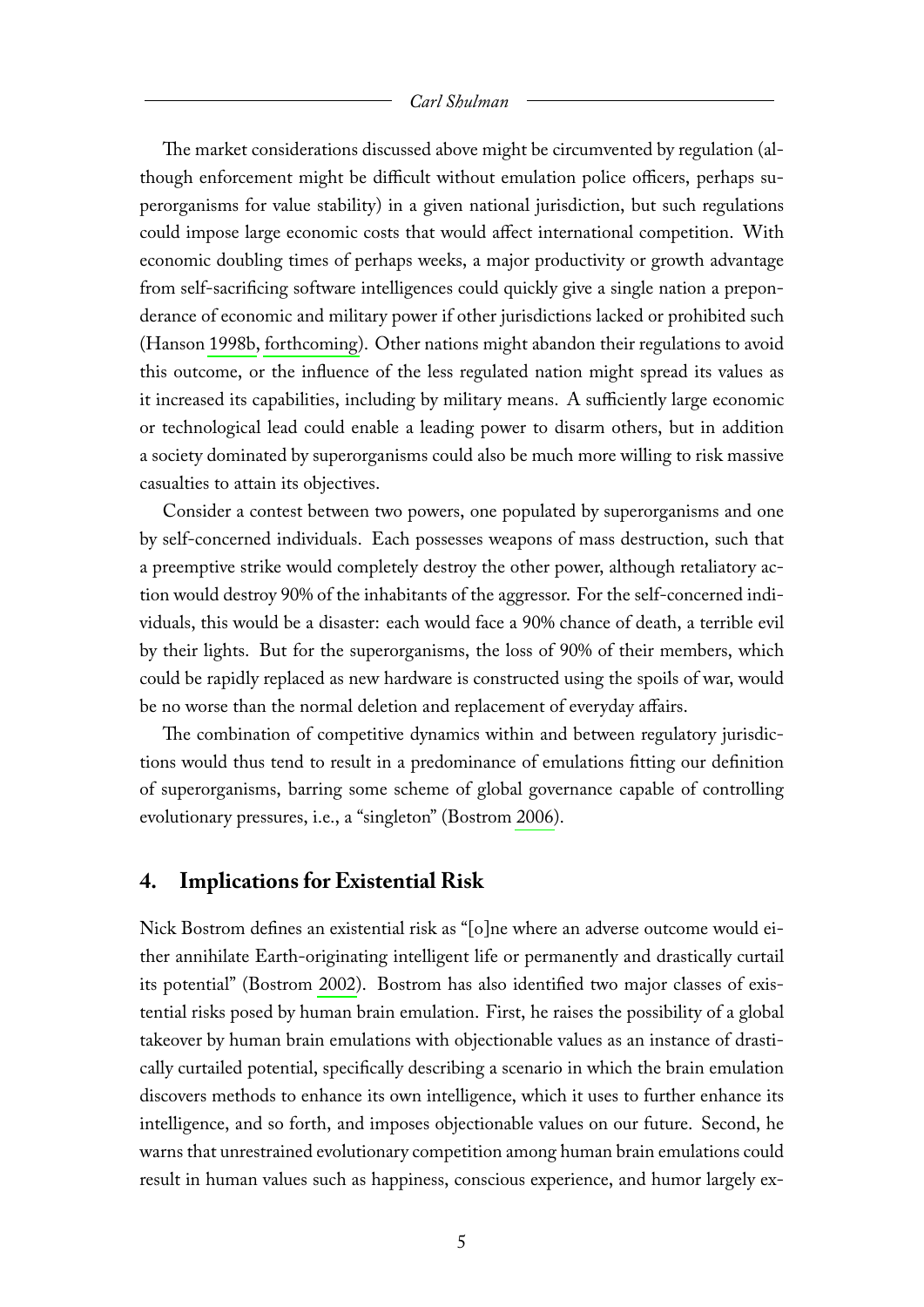The market considerations discussed above might be circumvented by regulation (although enforcement might be difficult without emulation police officers, perhaps superorganisms for value stability) in a given national jurisdiction, but such regulations could impose large economic costs that would affect international competition. With economic doubling times of perhaps weeks, a major productivity or growth advantage from self-sacrificing software intelligences could quickly give a single nation a preponderance of economic and military power if other jurisdictions lacked or prohibited such (Hanson 1998b, forthcoming). Other nations might abandon their regulations to avoid this outcome, or the influence of the less regulated nation might spread its values as it increased its capabilities, including by military means. A sufficiently large economic or technological lead could enable a leading power to disarm others, but in addition a society dominated by superorganisms could also be much more willing to risk massive casualties to attain its objectives.

Consider a contest between two powers, one populated by superorganisms and one by self-concerned individuals. Each possesses weapons of mass destruction, such that a preemptive strike would completely destroy the other power, although retaliatory action would destroy 90% of the inhabitants of the aggressor. For the self-concerned individuals, this would be a disaster: each would face a 90% chance of death, a terrible evil by their lights. But for the superorganisms, the loss of 90% of their members, which could be rapidly replaced as new hardware is constructed using the spoils of war, would be no worse than the normal deletion and replacement of everyday affairs.

The combination of competitive dynamics within and between regulatory jurisdictions would thus tend to result in a predominance of emulations fitting our definition of superorganisms, barring some scheme of global governance capable of controlling evolutionary pressures, i.e., a "singleton" (Bostrom 2006).

## 4. Implications for Existential Risk

Nick Bostrom defines an existential risk as "[o]ne where an adverse outcome would either annihilate Earth-originating intelligent life or permanently and drastically curtail its potential" (Bostrom 2002). Bostrom has also identified two major classes of existential risks posed by human brain emulation. First, he raises the possibility of a global takeover by human brain emulations with objectionable values as an instance of drastically curtailed potential, specifically describing a scenario in which the brain emulation discovers methods to enhance its own intelligence, which it uses to further enhance its intelligence, and so forth, and imposes objectionable values on our future. Second, he warns that unrestrained evolutionary competition among human brain emulations could result in human values such as happiness, conscious experience, and humor largely ex-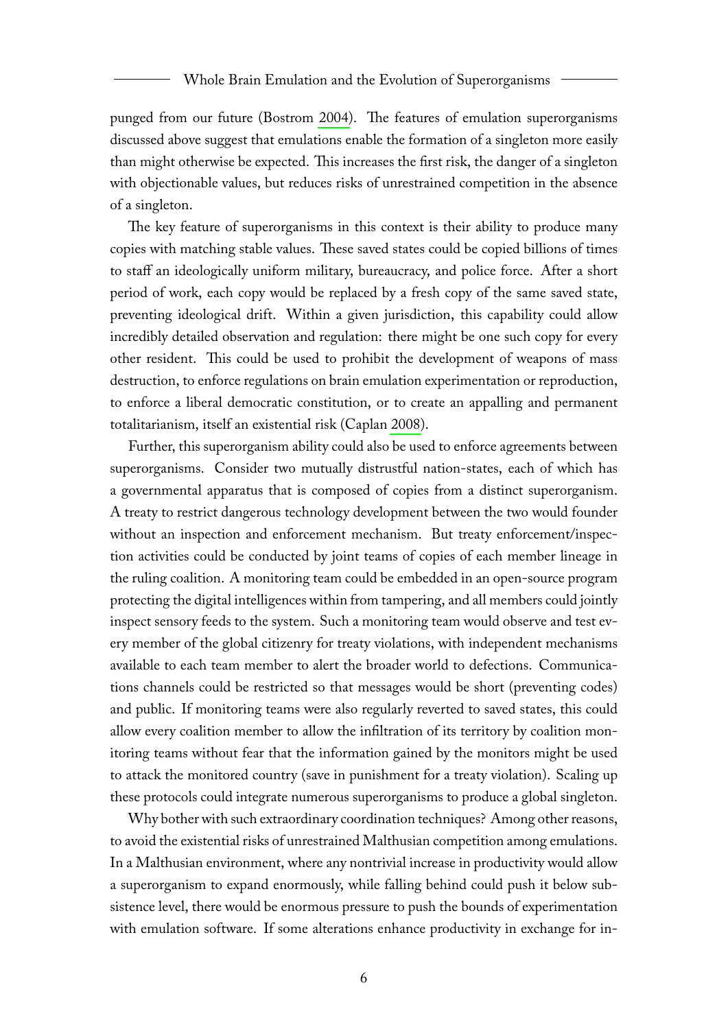punged from our future (Bostrom 2004). The features of emulation superorganisms discussed above suggest that emulations enable the formation of a singleton more easily than might otherwise be expected. This increases the first risk, the danger of a singleton with objectionable values, but reduces risks of unrestrained competition in the absence of a singleton.

The key feature of superorganisms in this context is their ability to produce many copies with matching stable values. These saved states could be copied billions of times to staff an ideologically uniform military, bureaucracy, and police force. After a short period of work, each copy would be replaced by a fresh copy of the same saved state, preventing ideological drift. Within a given jurisdiction, this capability could allow incredibly detailed observation and regulation: there might be one such copy for every other resident. This could be used to prohibit the development of weapons of mass destruction, to enforce regulations on brain emulation experimentation or reproduction, to enforce a liberal democratic constitution, or to create an appalling and permanent totalitarianism, itself an existential risk (Caplan 2008).

Further, this superorganism ability could also be used to enforce agreements between superorganisms. Consider two mutually distrustful nation-states, each of which has a governmental apparatus that is composed of copies from a distinct superorganism. A treaty to restrict dangerous technology development between the two would founder without an inspection and enforcement mechanism. But treaty enforcement/inspection activities could be conducted by joint teams of copies of each member lineage in the ruling coalition. A monitoring team could be embedded in an open-source program protecting the digital intelligences within from tampering, and all members could jointly inspect sensory feeds to the system. Such a monitoring team would observe and test every member of the global citizenry for treaty violations, with independent mechanisms available to each team member to alert the broader world to defections. Communications channels could be restricted so that messages would be short (preventing codes) and public. If monitoring teams were also regularly reverted to saved states, this could allow every coalition member to allow the infiltration of its territory by coalition monitoring teams without fear that the information gained by the monitors might be used to attack the monitored country (save in punishment for a treaty violation). Scaling up these protocols could integrate numerous superorganisms to produce a global singleton.

Why bother with such extraordinary coordination techniques? Among other reasons, to avoid the existential risks of unrestrained Malthusian competition among emulations. In a Malthusian environment, where any nontrivial increase in productivity would allow a superorganism to expand enormously, while falling behind could push it below subsistence level, there would be enormous pressure to push the bounds of experimentation with emulation software. If some alterations enhance productivity in exchange for in-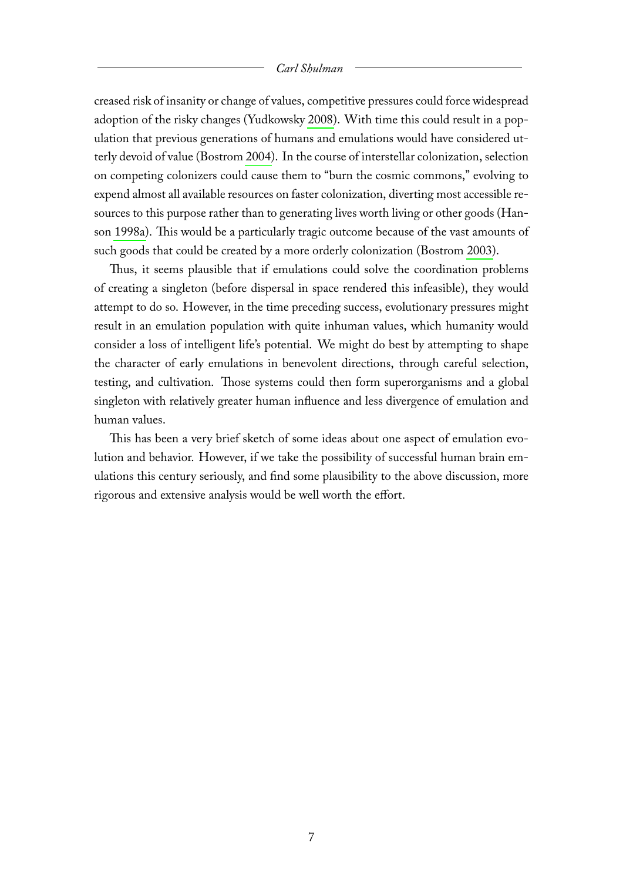creased risk of insanity or change of values, competitive pressures could force widespread adoption of the risky changes (Yudkowsky 2008). With time this could result in a population that previous generations of humans and emulations would have considered utterly devoid of value (Bostrom 2004). In the course of interstellar colonization, selection on competing colonizers could cause them to "burn the cosmic commons," evolving to expend almost all available resources on faster colonization, diverting most accessible resources to this purpose rather than to generating lives worth living or other goods (Hanson 1998a). This would be a particularly tragic outcome because of the vast amounts of such goods that could be created by a more orderly colonization (Bostrom 2003).

Thus, it seems plausible that if emulations could solve the coordination problems of creating a singleton (before dispersal in space rendered this infeasible), they would attempt to do so. However, in the time preceding success, evolutionary pressures might result in an emulation population with quite inhuman values, which humanity would consider a loss of intelligent life's potential. We might do best by attempting to shape the character of early emulations in benevolent directions, through careful selection, testing, and cultivation. Those systems could then form superorganisms and a global singleton with relatively greater human influence and less divergence of emulation and human values.

This has been a very brief sketch of some ideas about one aspect of emulation evolution and behavior. However, if we take the possibility of successful human brain emulations this century seriously, and find some plausibility to the above discussion, more rigorous and extensive analysis would be well worth the effort.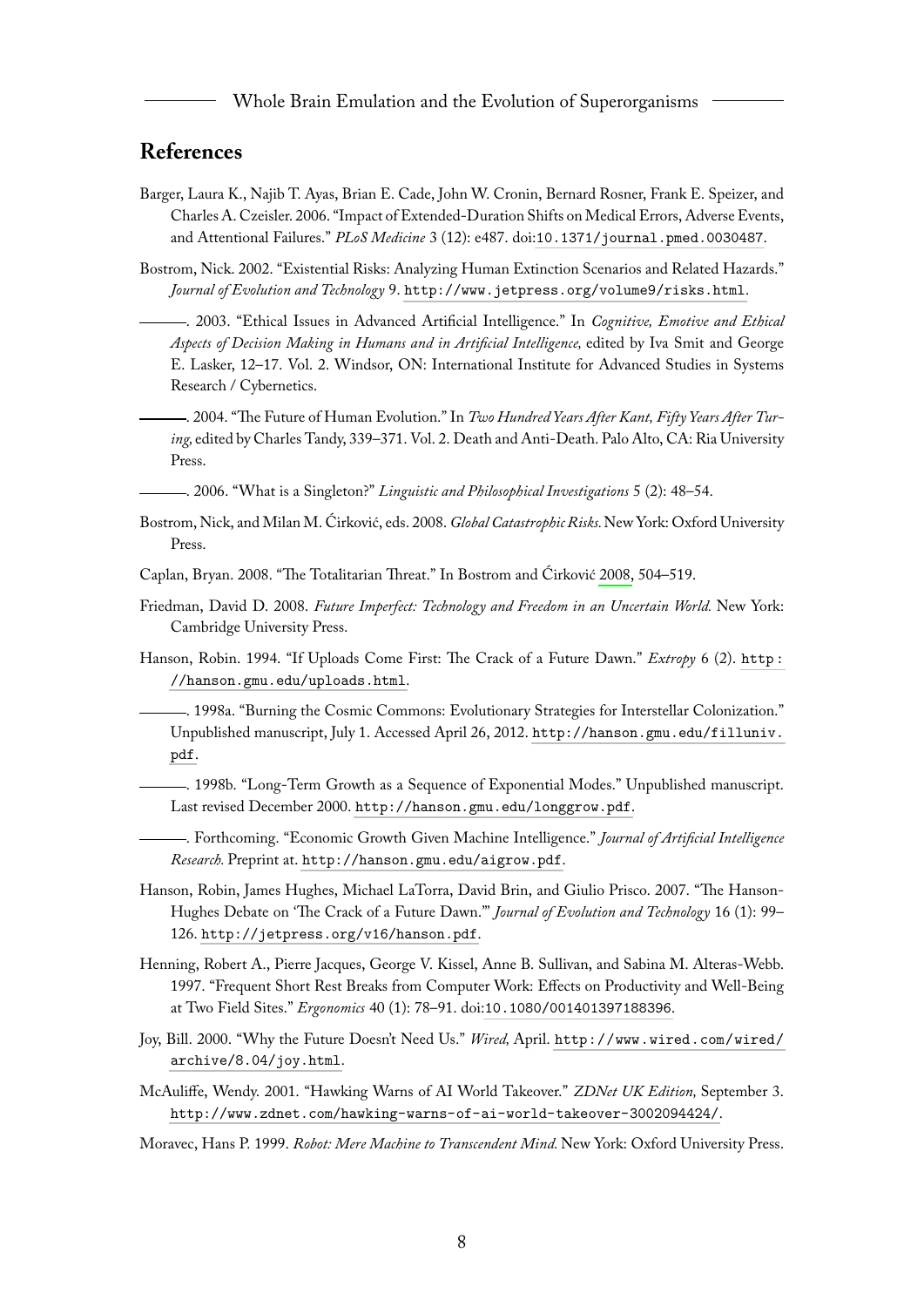## References

Barger, Laura K., Najib T. Ayas, Brian E. Cade, John W. Cronin, Bernard Rosner, Frank E. Speizer, and Charles A. Czeisler. 2006. "Impact of Extended-Duration Shifts on Medical Errors, Adverse Events, and Attentional Failures." *PLoS Medicine* 3 (12): e487. doi:10.1371/journal.pmed.0030487.

Bostrom, Nick. 2002. "Existential Risks: Analyzing Human Extinction Scenarios and Related Hazards." *Journal of Evolution and Technology* 9. http://www.jetpress.org/volume9/risks.html.

———. 2003. "Ethical Issues in Advanced Artificial Intelligence." In *Cognitive, Emotive and Ethical Aspects of Decision Making in Humans and in Artificial Intelligence,* edited by Iva Smit and George E. Lasker, 12–17. Vol. 2. Windsor, ON: International Institute for Advanced Studies in Systems Research / Cybernetics.

———. 2004. "The Future of Human Evolution." In *Two Hundred Years After Kant, Fifty Years After Turing,* edited by Charles Tandy, 339–371. Vol. 2. Death and Anti-Death. Palo Alto, CA: Ria University Press.

———. 2006. "What is a Singleton?" *Linguistic and Philosophical Investigations* 5 (2): 48–54.

Bostrom, Nick, and Milan M. Ćirković, eds. 2008. *Global Catastrophic Risks.* New York: Oxford University Press.

Caplan, Bryan. 2008. "The Totalitarian Threat." In Bostrom and Ćirković 2008, 504–519.

Friedman, David D. 2008. *Future Imperfect: Technology and Freedom in an Uncertain World.* New York: Cambridge University Press.

Hanson, Robin. 1994. "If Uploads Come First: The Crack of a Future Dawn." *Extropy* 6 (2). http://hanson.gmu.edu/uploads.html.

———. 1998a. "Burning the Cosmic Commons: Evolutionary Strategies for Interstellar Colonization." Unpublished manuscript, July 1. Accessed April 26, 2012. http://hanson.gmu.edu/filluniv.pdf.

———. 1998b. "Long-Term Growth as a Sequence of Exponential Modes." Unpublished manuscript. Last revised December 2000. http://hanson.gmu.edu/longgrow.pdf.

———. Forthcoming. "Economic Growth Given Machine Intelligence." *Journal of Artificial Intelligence Research.* Preprint at. http://hanson.gmu.edu/aigrow.pdf.

Hanson, Robin, James Hughes, Michael LaTorra, David Brin, and Giulio Prisco. 2007. "The Hanson-Hughes Debate on 'The Crack of a Future Dawn.'" *Journal of Evolution and Technology* 16 (1): 99–126. http://jetpress.org/v16/hanson.pdf.

Henning, Robert A., Pierre Jacques, George V. Kissel, Anne B. Sullivan, and Sabina M. Alteras-Webb. 1997. "Frequent Short Rest Breaks from Computer Work: Effects on Productivity and Well-Being at Two Field Sites." *Ergonomics* 40 (1): 78–91. doi:10.1080/001401397188396.

Joy, Bill. 2000. "Why the Future Doesn't Need Us." *Wired,* April. http://www.wired.com/wired/archive/8.04/joy.html.

McAuliffe, Wendy. 2001. "Hawking Warns of AI World Takeover." *ZDNet UK Edition,* September 3. http://www.zdnet.com/hawking-warns-of-ai-world-takeover-3002094424/.

Moravec, Hans P. 1999. *Robot: Mere Machine to Transcendent Mind.* New York: Oxford University Press.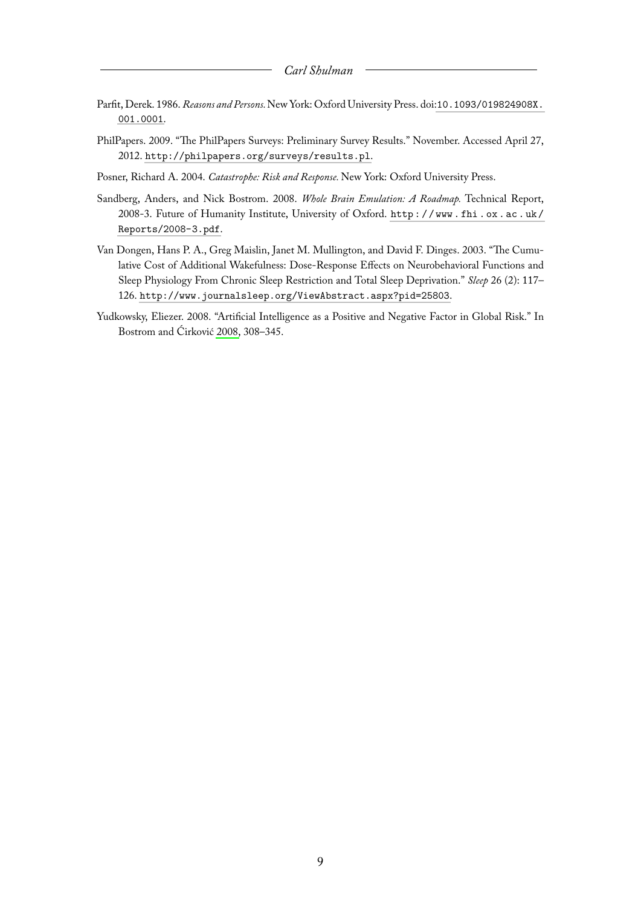Parfit, Derek. 1986. *Reasons and Persons.* New York: Oxford University Press. doi:10.1093/019824908X.001.0001.

PhilPapers. 2009. "The PhilPapers Surveys: Preliminary Survey Results." November. Accessed April 27, 2012. http://philpapers.org/surveys/results.pl.

Posner, Richard A. 2004. *Catastrophe: Risk and Response.* New York: Oxford University Press.

Sandberg, Anders, and Nick Bostrom. 2008. *Whole Brain Emulation: A Roadmap.* Technical Report, 2008-3. Future of Humanity Institute, University of Oxford. http://www.fhi.ox.ac.uk/Reports/2008-3.pdf.

Van Dongen, Hans P. A., Greg Maislin, Janet M. Mullington, and David F. Dinges. 2003. "The Cumulative Cost of Additional Wakefulness: Dose-Response Effects on Neurobehavioral Functions and Sleep Physiology From Chronic Sleep Restriction and Total Sleep Deprivation." *Sleep* 26 (2): 117–126. http://www.journalsleep.org/ViewAbstract.aspx?pid=25803.

Yudkowsky, Eliezer. 2008. "Artificial Intelligence as a Positive and Negative Factor in Global Risk." In Bostrom and Ćirković 2008, 308–345.